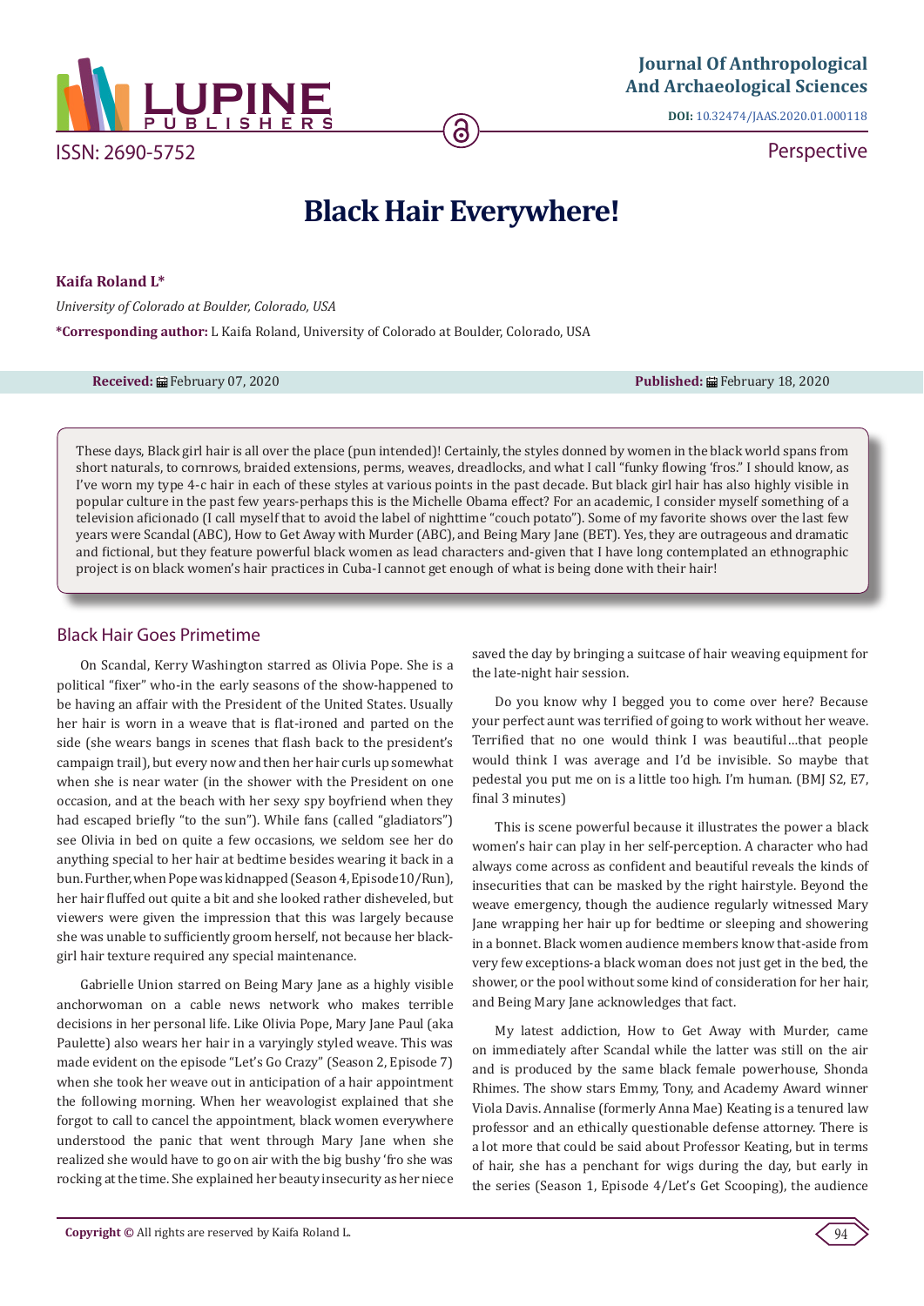Journal Of Anthropological And Archaeological Sciences

DOI: 10.32474/JAAS.2020.01.000118

ISSN: 2690-5752

Perspective

# Black Hair Everywhere!

**Kaifa Roland L***

*University of Colorado at Boulder, Colorado, USA*

***Corresponding author:** L Kaifa Roland, University of Colorado at Boulder, Colorado, USA

**Received:** February 07, 2020 **Published:** February 18, 2020

These days, Black girl hair is all over the place (pun intended)! Certainly, the styles donned by women in the black world spans from short naturals, to cornrows, braided extensions, perms, weaves, dreadlocks, and what I call "funky flowing 'fros." I should know, as I've worn my type 4-c hair in each of these styles at various points in the past decade. But black girl hair has also highly visible in popular culture in the past few years-perhaps this is the Michelle Obama effect? For an academic, I consider myself something of a television aficionado (I call myself that to avoid the label of nighttime "couch potato"). Some of my favorite shows over the last few years were Scandal (ABC), How to Get Away with Murder (ABC), and Being Mary Jane (BET). Yes, they are outrageous and dramatic and fictional, but they feature powerful black women as lead characters and-given that I have long contemplated an ethnographic project is on black women's hair practices in Cuba-I cannot get enough of what is being done with their hair!

## Black Hair Goes Primetime

On Scandal, Kerry Washington starred as Olivia Pope. She is a political "fixer" who-in the early seasons of the show-happened to be having an affair with the President of the United States. Usually her hair is worn in a weave that is flat-ironed and parted on the side (she wears bangs in scenes that flash back to the president's campaign trail), but every now and then her hair curls up somewhat when she is near water (in the shower with the President on one occasion, and at the beach with her sexy spy boyfriend when they had escaped briefly "to the sun"). While fans (called "gladiators") see Olivia in bed on quite a few occasions, we seldom see her do anything special to her hair at bedtime besides wearing it back in a bun. Further, when Pope was kidnapped (Season 4, Episode 10/Run), her hair fluffed out quite a bit and she looked rather disheveled, but viewers were given the impression that this was largely because she was unable to sufficiently groom herself, not because her black-girl hair texture required any special maintenance.

Gabrielle Union starred on Being Mary Jane as a highly visible anchorwoman on a cable news network who makes terrible decisions in her personal life. Like Olivia Pope, Mary Jane Paul (aka Paulette) also wears her hair in a varyingly styled weave. This was made evident on the episode "Let's Go Crazy" (Season 2, Episode 7) when she took her weave out in anticipation of a hair appointment the following morning. When her weavologist explained that she forgot to call to cancel the appointment, black women everywhere understood the panic that went through Mary Jane when she realized she would have to go on air with the big bushy 'fro she was rocking at the time. She explained her beauty insecurity as her niece saved the day by bringing a suitcase of hair weaving equipment for the late-night hair session.

Do you know why I begged you to come over here? Because your perfect aunt was terrified of going to work without her weave. Terrified that no one would think I was beautiful…that people would think I was average and I'd be invisible. So maybe that pedestal you put me on is a little too high. I'm human. (BMJ S2, E7, final 3 minutes)

This is scene powerful because it illustrates the power a black women's hair can play in her self-perception. A character who had always come across as confident and beautiful reveals the kinds of insecurities that can be masked by the right hairstyle. Beyond the weave emergency, though the audience regularly witnessed Mary Jane wrapping her hair up for bedtime or sleeping and showering in a bonnet. Black women audience members know that-aside from very few exceptions-a black woman does not just get in the bed, the shower, or the pool without some kind of consideration for her hair, and Being Mary Jane acknowledges that fact.

My latest addiction, How to Get Away with Murder, came on immediately after Scandal while the latter was still on the air and is produced by the same black female powerhouse, Shonda Rhimes. The show stars Emmy, Tony, and Academy Award winner Viola Davis. Annalise (formerly Anna Mae) Keating is a tenured law professor and an ethically questionable defense attorney. There is a lot more that could be said about Professor Keating, but in terms of hair, she has a penchant for wigs during the day, but early in the series (Season 1, Episode 4/Let's Get Scooping), the audience

**Copyright ©** All rights are reserved by Kaifa Roland L.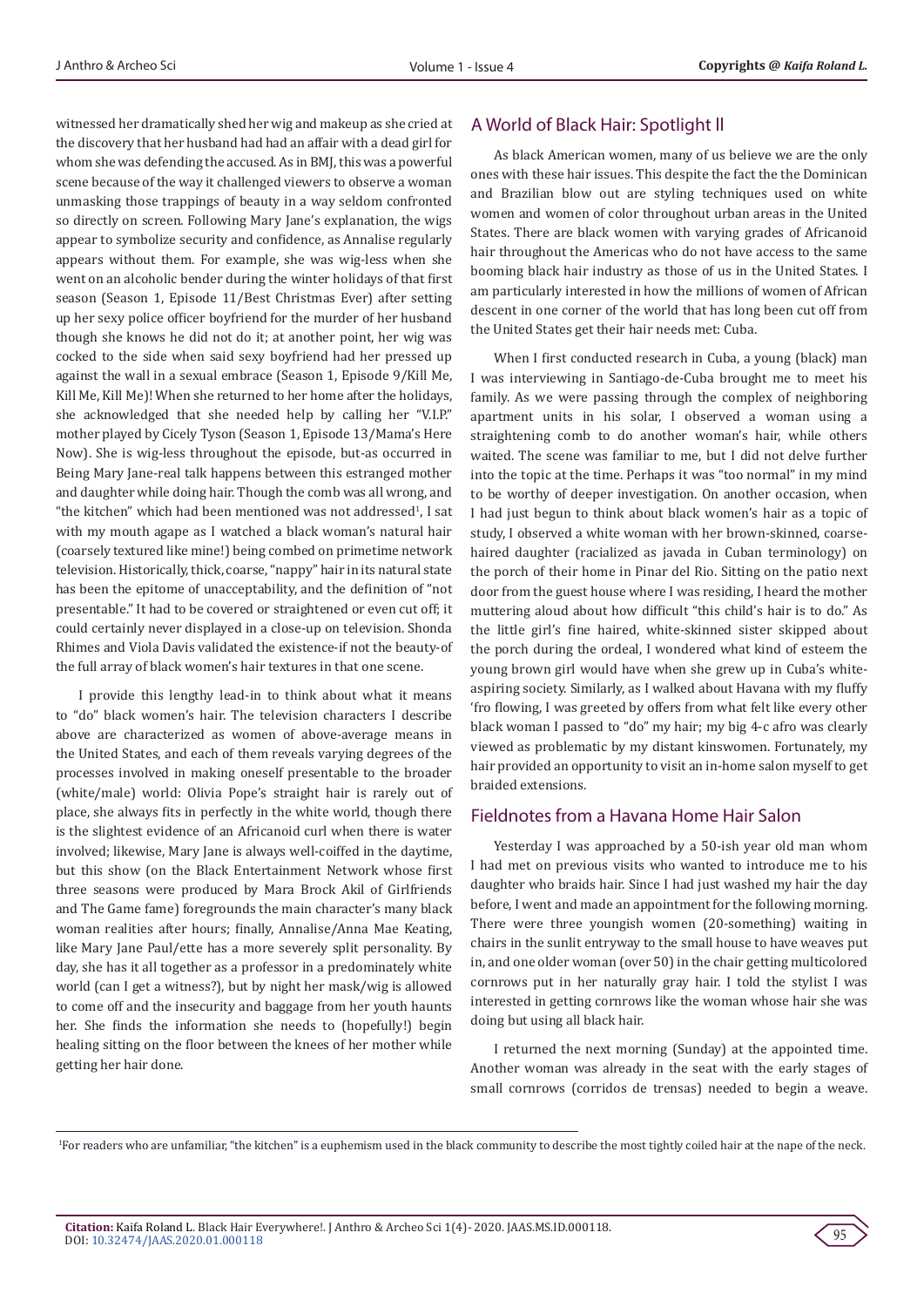witnessed her dramatically shed her wig and makeup as she cried at the discovery that her husband had had an affair with a dead girl for whom she was defending the accused. As in BMJ, this was a powerful scene because of the way it challenged viewers to observe a woman unmasking those trappings of beauty in a way seldom confronted so directly on screen. Following Mary Jane's explanation, the wigs appear to symbolize security and confidence, as Annalise regularly appears without them. For example, she was wig-less when she went on an alcoholic bender during the winter holidays of that first season (Season 1, Episode 11/Best Christmas Ever) after setting up her sexy police officer boyfriend for the murder of her husband though she knows he did not do it; at another point, her wig was cocked to the side when said sexy boyfriend had her pressed up against the wall in a sexual embrace (Season 1, Episode 9/Kill Me, Kill Me, Kill Me)! When she returned to her home after the holidays, she acknowledged that she needed help by calling her "V.I.P." mother played by Cicely Tyson (Season 1, Episode 13/Mama's Here Now). She is wig-less throughout the episode, but-as occurred in Being Mary Jane-real talk happens between this estranged mother and daughter while doing hair. Though the comb was all wrong, and "the kitchen" which had been mentioned was not addressed[1], I sat with my mouth agape as I watched a black woman's natural hair (coarsely textured like mine!) being combed on primetime network television. Historically, thick, coarse, "nappy" hair in its natural state has been the epitome of unacceptability, and the definition of "not presentable." It had to be covered or straightened or even cut off; it could certainly never displayed in a close-up on television. Shonda Rhimes and Viola Davis validated the existence-if not the beauty-of the full array of black women's hair textures in that one scene.

I provide this lengthy lead-in to think about what it means to "do" black women's hair. The television characters I describe above are characterized as women of above-average means in the United States, and each of them reveals varying degrees of the processes involved in making oneself presentable to the broader (white/male) world: Olivia Pope's straight hair is rarely out of place, she always fits in perfectly in the white world, though there is the slightest evidence of an Africanoid curl when there is water involved; likewise, Mary Jane is always well-coiffed in the daytime, but this show (on the Black Entertainment Network whose first three seasons were produced by Mara Brock Akil of Girlfriends and The Game fame) foregrounds the main character's many black woman realities after hours; finally, Annalise/Anna Mae Keating, like Mary Jane Paul/ette has a more severely split personality. By day, she has it all together as a professor in a predominately white world (can I get a witness?), but by night her mask/wig is allowed to come off and the insecurity and baggage from her youth haunts her. She finds the information she needs to (hopefully!) begin healing sitting on the floor between the knees of her mother while getting her hair done.

## A World of Black Hair: Spotlight ll

As black American women, many of us believe we are the only ones with these hair issues. This despite the fact the the Dominican and Brazilian blow out are styling techniques used on white women and women of color throughout urban areas in the United States. There are black women with varying grades of Africanoid hair throughout the Americas who do not have access to the same booming black hair industry as those of us in the United States. I am particularly interested in how the millions of women of African descent in one corner of the world that has long been cut off from the United States get their hair needs met: Cuba.

When I first conducted research in Cuba, a young (black) man I was interviewing in Santiago-de-Cuba brought me to meet his family. As we were passing through the complex of neighboring apartment units in his solar, I observed a woman using a straightening comb to do another woman's hair, while others waited. The scene was familiar to me, but I did not delve further into the topic at the time. Perhaps it was "too normal" in my mind to be worthy of deeper investigation. On another occasion, when I had just begun to think about black women's hair as a topic of study, I observed a white woman with her brown-skinned, coarse-haired daughter (racialized as javada in Cuban terminology) on the porch of their home in Pinar del Rio. Sitting on the patio next door from the guest house where I was residing, I heard the mother muttering aloud about how difficult "this child's hair is to do." As the little girl's fine haired, white-skinned sister skipped about the porch during the ordeal, I wondered what kind of esteem the young brown girl would have when she grew up in Cuba's white-aspiring society. Similarly, as I walked about Havana with my fluffy 'fro flowing, I was greeted by offers from what felt like every other black woman I passed to "do" my hair; my big 4-c afro was clearly viewed as problematic by my distant kinswomen. Fortunately, my hair provided an opportunity to visit an in-home salon myself to get braided extensions.

## Fieldnotes from a Havana Home Hair Salon

Yesterday I was approached by a 50-ish year old man whom I had met on previous visits who wanted to introduce me to his daughter who braids hair. Since I had just washed my hair the day before, I went and made an appointment for the following morning. There were three youngish women (20-something) waiting in chairs in the sunlit entryway to the small house to have weaves put in, and one older woman (over 50) in the chair getting multicolored cornrows put in her naturally gray hair. I told the stylist I was interested in getting cornrows like the woman whose hair she was doing but using all black hair.

I returned the next morning (Sunday) at the appointed time. Another woman was already in the seat with the early stages of small cornrows (corridos de trensas) needed to begin a weave.

[1]For readers who are unfamiliar, "the kitchen" is a euphemism used in the black community to describe the most tightly coiled hair at the nape of the neck.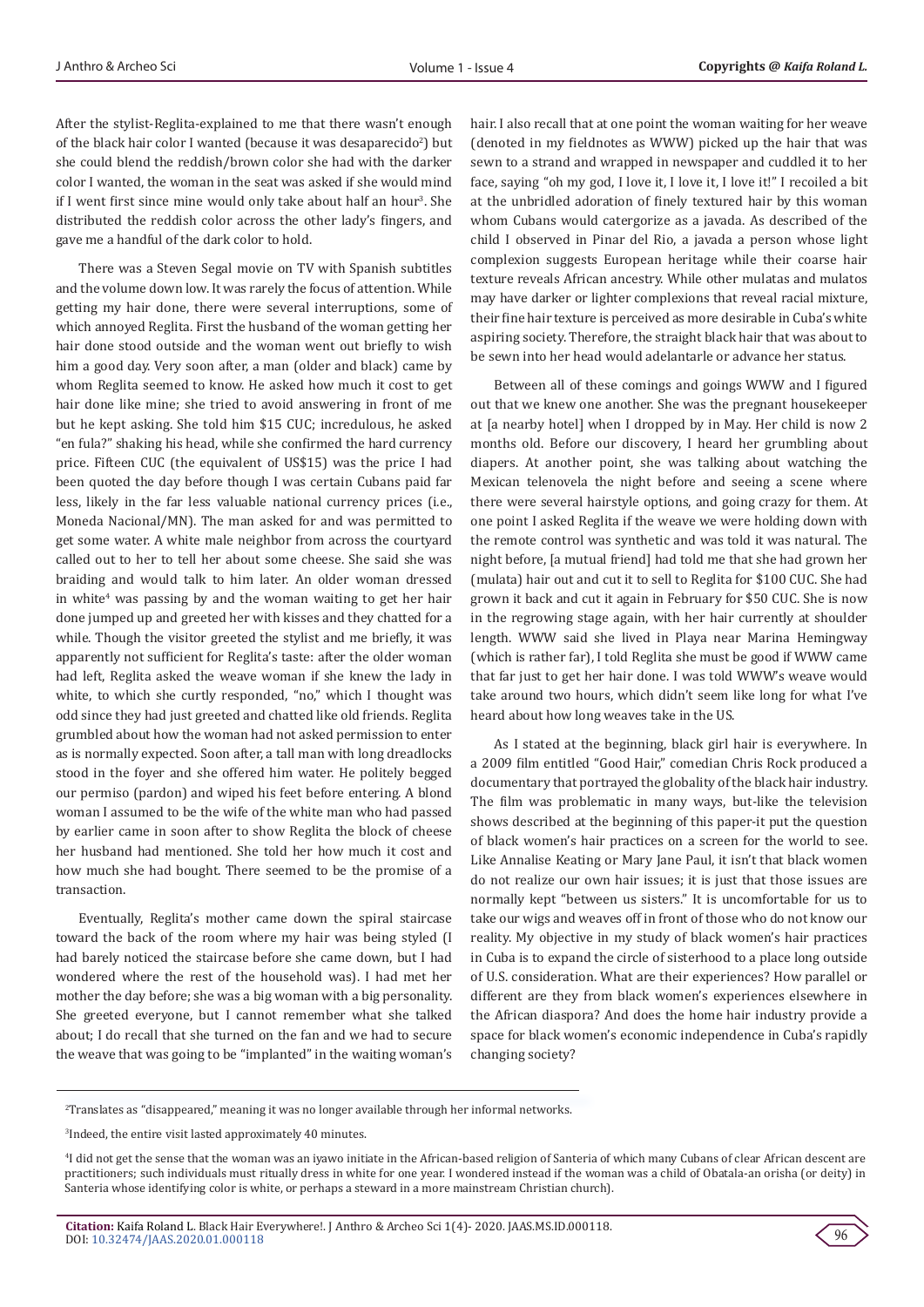After the stylist-Reglita-explained to me that there wasn't enough of the black hair color I wanted (because it was desaparecido[2]) but she could blend the reddish/brown color she had with the darker color I wanted, the woman in the seat was asked if she would mind if I went first since mine would only take about half an hour[3]. She distributed the reddish color across the other lady's fingers, and gave me a handful of the dark color to hold.

There was a Steven Segal movie on TV with Spanish subtitles and the volume down low. It was rarely the focus of attention. While getting my hair done, there were several interruptions, some of which annoyed Reglita. First the husband of the woman getting her hair done stood outside and the woman went out briefly to wish him a good day. Very soon after, a man (older and black) came by whom Reglita seemed to know. He asked how much it cost to get hair done like mine; she tried to avoid answering in front of me but he kept asking. She told him $15 CUC; incredulous, he asked "en fula?" shaking his head, while she confirmed the hard currency price. Fifteen CUC (the equivalent of US$15) was the price I had been quoted the day before though I was certain Cubans paid far less, likely in the far less valuable national currency prices (i.e., Moneda Nacional/MN). The man asked for and was permitted to get some water. A white male neighbor from across the courtyard called out to her to tell her about some cheese. She said she was braiding and would talk to him later. An older woman dressed in white[4] was passing by and the woman waiting to get her hair done jumped up and greeted her with kisses and they chatted for a while. Though the visitor greeted the stylist and me briefly, it was apparently not sufficient for Reglita's taste: after the older woman had left, Reglita asked the weave woman if she knew the lady in white, to which she curtly responded, "no," which I thought was odd since they had just greeted and chatted like old friends. Reglita grumbled about how the woman had not asked permission to enter as is normally expected. Soon after, a tall man with long dreadlocks stood in the foyer and she offered him water. He politely begged our permiso (pardon) and wiped his feet before entering. A blond woman I assumed to be the wife of the white man who had passed by earlier came in soon after to show Reglita the block of cheese her husband had mentioned. She told her how much it cost and how much she had bought. There seemed to be the promise of a transaction.

Eventually, Reglita's mother came down the spiral staircase toward the back of the room where my hair was being styled (I had barely noticed the staircase before she came down, but I had wondered where the rest of the household was). I had met her mother the day before; she was a big woman with a big personality. She greeted everyone, but I cannot remember what she talked about; I do recall that she turned on the fan and we had to secure the weave that was going to be "implanted" in the waiting woman's hair. I also recall that at one point the woman waiting for her weave (denoted in my fieldnotes as WWW) picked up the hair that was sewn to a strand and wrapped in newspaper and cuddled it to her face, saying "oh my god, I love it, I love it, I love it!" I recoiled a bit at the unbridled adoration of finely textured hair by this woman whom Cubans would catergorize as a javada. As described of the child I observed in Pinar del Rio, a javada a person whose light complexion suggests European heritage while their coarse hair texture reveals African ancestry. While other mulatas and mulatos may have darker or lighter complexions that reveal racial mixture, their fine hair texture is perceived as more desirable in Cuba's white aspiring society. Therefore, the straight black hair that was about to be sewn into her head would adelantarle or advance her status.

Between all of these comings and goings WWW and I figured out that we knew one another. She was the pregnant housekeeper at [a nearby hotel] when I dropped by in May. Her child is now 2 months old. Before our discovery, I heard her grumbling about diapers. At another point, she was talking about watching the Mexican telenovela the night before and seeing a scene where there were several hairstyle options, and going crazy for them. At one point I asked Reglita if the weave we were holding down with the remote control was synthetic and was told it was natural. The night before, [a mutual friend] had told me that she had grown her (mulata) hair out and cut it to sell to Reglita for $100 CUC. She had grown it back and cut it again in February for $50 CUC. She is now in the regrowing stage again, with her hair currently at shoulder length. WWW said she lived in Playa near Marina Hemingway (which is rather far), I told Reglita she must be good if WWW came that far just to get her hair done. I was told WWW's weave would take around two hours, which didn't seem like long for what I've heard about how long weaves take in the US.

As I stated at the beginning, black girl hair is everywhere. In a 2009 film entitled "Good Hair," comedian Chris Rock produced a documentary that portrayed the globality of the black hair industry. The film was problematic in many ways, but-like the television shows described at the beginning of this paper-it put the question of black women's hair practices on a screen for the world to see. Like Annalise Keating or Mary Jane Paul, it isn't that black women do not realize our own hair issues; it is just that those issues are normally kept "between us sisters." It is uncomfortable for us to take our wigs and weaves off in front of those who do not know our reality. My objective in my study of black women's hair practices in Cuba is to expand the circle of sisterhood to a place long outside of U.S. consideration. What are their experiences? How parallel or different are they from black women's experiences elsewhere in the African diaspora? And does the home hair industry provide a space for black women's economic independence in Cuba's rapidly changing society?

---

[2]Translates as "disappeared," meaning it was no longer available through her informal networks.

[3]Indeed, the entire visit lasted approximately 40 minutes.

[4]I did not get the sense that the woman was an iyawo initiate in the African-based religion of Santeria of which many Cubans of clear African descent are practitioners; such individuals must ritually dress in white for one year. I wondered instead if the woman was a child of Obatala-an orisha (or deity) in Santeria whose identifying color is white, or perhaps a steward in a more mainstream Christian church).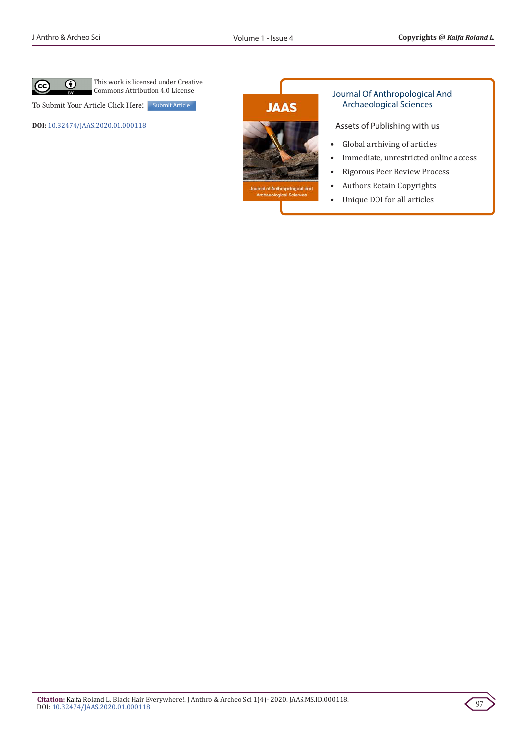This work is licensed under Creative Commons Attribution 4.0 License

To Submit Your Article Click Here: Submit Article

**DOI:** 10.32474/JAAS.2020.01.000118

Journal Of Anthropological And Archaeological Sciences

Assets of Publishing with us

- Global archiving of articles
- Immediate, unrestricted online access
- Rigorous Peer Review Process
- Authors Retain Copyrights
- Unique DOI for all articles

**Citation:** Kaifa Roland L. Black Hair Everywhere!. J Anthro & Archeo Sci 1(4)- 2020. JAAS.MS.ID.000118.
DOI: 10.32474/JAAS.2020.01.000118